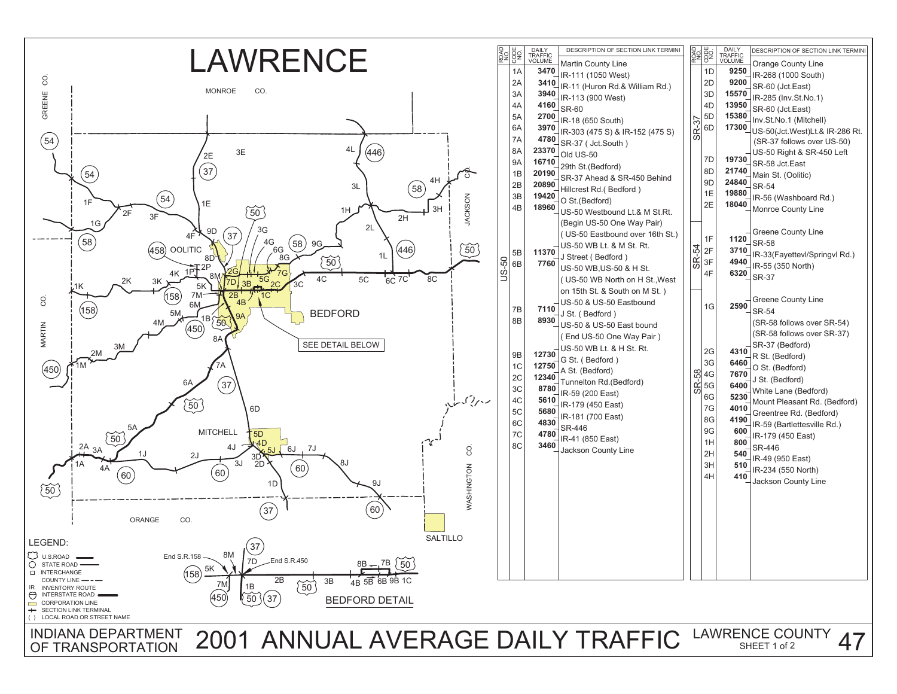# LAWRENCE

**INDIANA DEPARTMENT OF TRANSPORTATION — 2001 ANNUAL AVERAGE DAILY TRAFFIC — LAWRENCE COUNTY**

LEGEND:
- U.S.ROAD
- STATE ROAD
- INTERCHANGE
- COUNTY LINE
- IR INVENTORY ROUTE
- INTERSTATE ROAD
- CORPORATION LINE
- SECTION LINK TERMINAL
- ( ) LOCAL ROAD OR STREET NAME

| ROAD NO. | CODE NO. | DAILY TRAFFIC VOLUME | DESCRIPTION OF SECTION LINK TERMINI |
|---|---|---|---|
| US-50 | | | Martin County Line |
| | 1A | 3470 | IR-111 (1050 West) |
| | 2A | 3410 | IR-11 (Huron Rd.& William Rd.) |
| | 3A | 3940 | IR-113 (900 West) |
| | 4A | 4160 | SR-60 |
| | 5A | 2700 | IR-18 (650 South) |
| | 6A | 3970 | IR-303 (475 S) & IR-152 (475 S) |
| | 7A | 4780 | SR-37 ( Jct.South ) |
| | 8A | 23370 | Old US-50 |
| | 9A | 16710 | 29th St.(Bedford) |
| | 1B | 20190 | SR-37 Ahead & SR-450 Behind |
| | 2B | 20890 | Hillcrest Rd.( Bedford ) |
| | 3B | 19420 | O St.(Bedford) |
| | 4B | 18960 | US-50 Westbound Lt.& M St.Rt. (Begin US-50 One Way Pair) ( US-50 Eastbound over 16th St.) |
| | 5B | 11370 | US-50 WB Lt. & M St. Rt. |
| | 6B | 7760 | J Street ( Bedford ) |
| | | | US-50 WB,US-50 & H St. ( US-50 WB North on H St.,West on 15th St. & South on M St. ) |
| | 7B | 7110 | US-50 & US-50 Eastbound |
| | 8B | 8930 | J St. ( Bedford ) |
| | | | US-50 & US-50 East bound ( End US-50 One Way Pair ) |
| | 9B | 12730 | US-50 WB Lt. & H St. Rt. |
| | 1C | 12750 | G St. ( Bedford ) |
| | 2C | 12340 | A St. (Bedford) |
| | 3C | 8780 | Tunnelton Rd.(Bedford) |
| | 4C | 5610 | IR-59 (200 East) |
| | 5C | 5680 | IR-179 (450 East) |
| | 6C | 4830 | IR-181 (700 East) |
| | 7C | 4780 | SR-446 |
| | 8C | 3460 | IR-41 (850 East) |
| | | | Jackson County Line |

| ROAD NO. | CODE NO. | DAILY TRAFFIC VOLUME | DESCRIPTION OF SECTION LINK TERMINI |
|---|---|---|---|
| SR-37 | | | Orange County Line |
| | 1D | 9250 | IR-268 (1000 South) |
| | 2D | 9200 | SR-60 (Jct.East) |
| | 3D | 15570 | IR-285 (Inv.St.No.1) |
| | 4D | 13950 | SR-60 (Jct.East) |
| | 5D | 15380 | Inv.St.No.1 (Mitchell) |
| | 6D | 17300 | US-50(Jct.West)Lt.& IR-286 Rt. (SR-37 follows over US-50) |
| | | | US-50 Right & SR-450 Left |
| | 7D | 19730 | SR-58 Jct.East |
| | 8D | 21740 | Main St. (Oolitic) |
| | 9D | 24840 | SR-54 |
| | 1E | 19880 | IR-56 (Washboard Rd.) |
| | 2E | 18040 | Monroe County Line |
| SR-54 | | | Greene County Line |
| | 1F | 1120 | SR-58 |
| | 2F | 3710 | IR-33(Fayettevl/Springvl Rd.) |
| | 3F | 4940 | IR-55 (350 North) |
| | 4F | 6320 | SR-37 |
| SR-58 | | | Greene County Line |
| | 1G | 2590 | SR-54 |
| | | | (SR-58 follows over SR-54) |
| | | | (SR-58 follows over SR-37) |
| | | | SR-37 (Bedford) |
| | 2G | 4310 | R St. (Bedford) |
| | 3G | 6460 | O St. (Bedford) |
| | 4G | 7670 | J St. (Bedford) |
| | 5G | 6400 | White Lane (Bedford) |
| | 6G | 5230 | Mount Pleasant Rd. (Bedford) |
| | 7G | 4010 | Greentree Rd. (Bedford) |
| | 8G | 4190 | IR-59 (Bartlettesville Rd.) |
| | 9G | 600 | IR-179 (450 East) |
| | 1H | 800 | SR-446 |
| | 2H | 540 | IR-49 (950 East) |
| | 3H | 510 | IR-234 (550 North) |
| | 4H | 410 | Jackson County Line |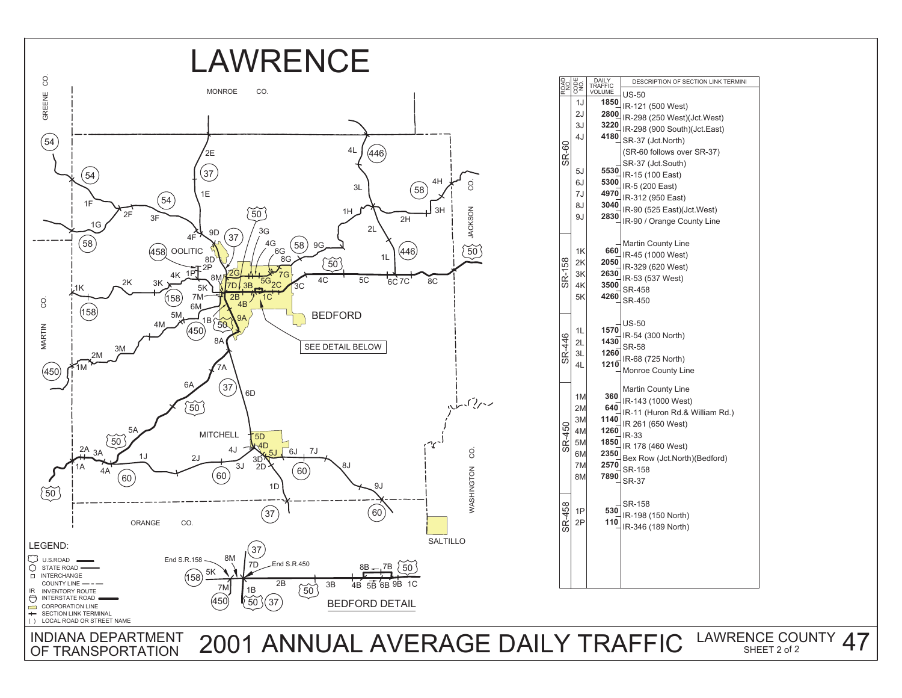# LAWRENCE

| ROAD NO | CODE NO. | DAILY TRAFFIC VOLUME | DESCRIPTION OF SECTION LINK TERMINI |
|---|---|---|---|
| SR-60 | | | US-50 |
| | 1J | 1850 | IR-121 (500 West) |
| | 2J | 2800 | IR-298 (250 West)(Jct.West) |
| | 3J | 3220 | IR-298 (900 South)(Jct.East) |
| | 4J | 4180 | SR-37 (Jct.North) |
| | | | (SR-60 follows over SR-37) |
| | | | SR-37 (Jct.South) |
| | 5J | 5530 | IR-15 (100 East) |
| | 6J | 5300 | IR-5 (200 East) |
| | 7J | 4970 | IR-312 (950 East) |
| | 8J | 3040 | IR-90 (525 East)(Jct.West) |
| | 9J | 2830 | IR-90 / Orange County Line |
| SR-158 | | | Martin County Line |
| | 1K | 660 | IR-45 (1000 West) |
| | 2K | 2050 | IR-329 (620 West) |
| | 3K | 2630 | IR-53 (537 West) |
| | 4K | 3500 | SR-458 |
| | 5K | 4260 | SR-450 |
| SR-446 | | | US-50 |
| | 1L | 1570 | IR-54 (300 North) |
| | 2L | 1430 | SR-58 |
| | 3L | 1260 | IR-68 (725 North) |
| | 4L | 1210 | Monroe County Line |
| SR-450 | | | Martin County Line |
| | 1M | 360 | IR-143 (1000 West) |
| | 2M | 640 | IR-11 (Huron Rd.& William Rd.) |
| | 3M | 1140 | IR 261 (650 West) |
| | 4M | 1260 | IR-33 |
| | 5M | 1850 | IR 178 (460 West) |
| | 6M | 2350 | Bex Row (Jct.North)(Bedford) |
| | 7M | 2570 | SR-158 |
| | 8M | 7890 | SR-37 |
| SR-458 | | | SR-158 |
| | 1P | 530 | IR-198 (150 North) |
| | 2P | 110 | IR-346 (189 North) |

MONROE CO.
GREENE CO.
MARTIN CO.
JACKSON CO.
WASHINGTON CO.
ORANGE CO.
OOLITIC
BEDFORD
MITCHELL
SALTILLO
SEE DETAIL BELOW
BEDFORD DETAIL
End S.R.158
End S.R.450

LEGEND:
U.S.ROAD
STATE ROAD
INTERCHANGE
COUNTY LINE
IR INVENTORY ROUTE
INTERSTATE ROAD
CORPORATION LINE
SECTION LINK TERMINAL
( ) LOCAL ROAD OR STREET NAME

INDIANA DEPARTMENT OF TRANSPORTATION

## 2001 ANNUAL AVERAGE DAILY TRAFFIC

LAWRENCE COUNTY SHEET 2 of 2 47